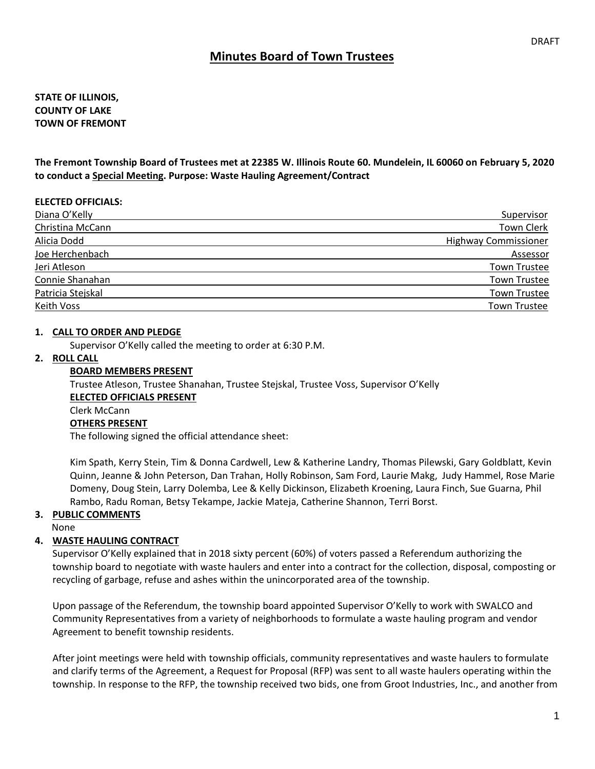DRAFT

# Minutes Board of Town Trustees

**STATE OF ILLINOIS,**
**COUNTY OF LAKE**
**TOWN OF FREMONT**

**The Fremont Township Board of Trustees met at 22385 W. Illinois Route 60. Mundelein, IL 60060 on February 5, 2020 to conduct a Special Meeting. Purpose: Waste Hauling Agreement/Contract**

**ELECTED OFFICIALS:**

| Name | Title |
|---|---|
| Diana O'Kelly | Supervisor |
| Christina McCann | Town Clerk |
| Alicia Dodd | Highway Commissioner |
| Joe Herchenbach | Assessor |
| Jeri Atleson | Town Trustee |
| Connie Shanahan | Town Trustee |
| Patricia Stejskal | Town Trustee |
| Keith Voss | Town Trustee |

1. **CALL TO ORDER AND PLEDGE**

   Supervisor O'Kelly called the meeting to order at 6:30 P.M.

2. **ROLL CALL**

   **BOARD MEMBERS PRESENT**

   Trustee Atleson, Trustee Shanahan, Trustee Stejskal, Trustee Voss, Supervisor O'Kelly

   **ELECTED OFFICIALS PRESENT**

   Clerk McCann

   **OTHERS PRESENT**

   The following signed the official attendance sheet:

   Kim Spath, Kerry Stein, Tim & Donna Cardwell, Lew & Katherine Landry, Thomas Pilewski, Gary Goldblatt, Kevin Quinn, Jeanne & John Peterson, Dan Trahan, Holly Robinson, Sam Ford, Laurie Makg, Judy Hammel, Rose Marie Domeny, Doug Stein, Larry Dolemba, Lee & Kelly Dickinson, Elizabeth Kroening, Laura Finch, Sue Guarna, Phil Rambo, Radu Roman, Betsy Tekampe, Jackie Mateja, Catherine Shannon, Terri Borst.

3. **PUBLIC COMMENTS**

   None

4. **WASTE HAULING CONTRACT**

   Supervisor O'Kelly explained that in 2018 sixty percent (60%) of voters passed a Referendum authorizing the township board to negotiate with waste haulers and enter into a contract for the collection, disposal, composting or recycling of garbage, refuse and ashes within the unincorporated area of the township.

   Upon passage of the Referendum, the township board appointed Supervisor O'Kelly to work with SWALCO and Community Representatives from a variety of neighborhoods to formulate a waste hauling program and vendor Agreement to benefit township residents.

   After joint meetings were held with township officials, community representatives and waste haulers to formulate and clarify terms of the Agreement, a Request for Proposal (RFP) was sent to all waste haulers operating within the township. In response to the RFP, the township received two bids, one from Groot Industries, Inc., and another from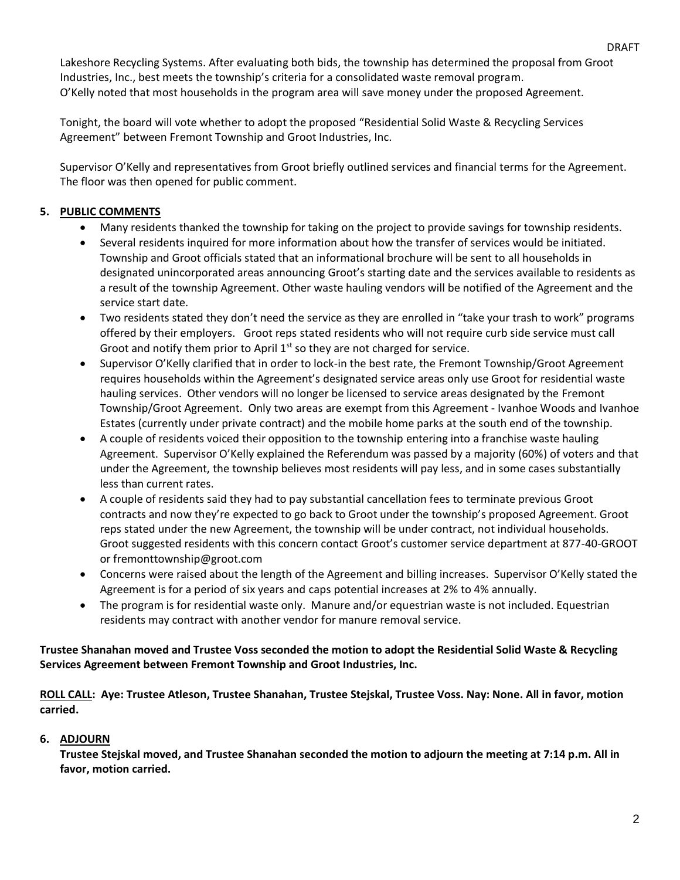Lakeshore Recycling Systems. After evaluating both bids, the township has determined the proposal from Groot Industries, Inc., best meets the township's criteria for a consolidated waste removal program. O'Kelly noted that most households in the program area will save money under the proposed Agreement.

Tonight, the board will vote whether to adopt the proposed "Residential Solid Waste & Recycling Services Agreement" between Fremont Township and Groot Industries, Inc.

Supervisor O'Kelly and representatives from Groot briefly outlined services and financial terms for the Agreement. The floor was then opened for public comment.

**5. PUBLIC COMMENTS**

- Many residents thanked the township for taking on the project to provide savings for township residents.
- Several residents inquired for more information about how the transfer of services would be initiated. Township and Groot officials stated that an informational brochure will be sent to all households in designated unincorporated areas announcing Groot's starting date and the services available to residents as a result of the township Agreement. Other waste hauling vendors will be notified of the Agreement and the service start date.
- Two residents stated they don't need the service as they are enrolled in "take your trash to work" programs offered by their employers. Groot reps stated residents who will not require curb side service must call Groot and notify them prior to April 1st so they are not charged for service.
- Supervisor O'Kelly clarified that in order to lock-in the best rate, the Fremont Township/Groot Agreement requires households within the Agreement's designated service areas only use Groot for residential waste hauling services. Other vendors will no longer be licensed to service areas designated by the Fremont Township/Groot Agreement. Only two areas are exempt from this Agreement - Ivanhoe Woods and Ivanhoe Estates (currently under private contract) and the mobile home parks at the south end of the township.
- A couple of residents voiced their opposition to the township entering into a franchise waste hauling Agreement. Supervisor O'Kelly explained the Referendum was passed by a majority (60%) of voters and that under the Agreement, the township believes most residents will pay less, and in some cases substantially less than current rates.
- A couple of residents said they had to pay substantial cancellation fees to terminate previous Groot contracts and now they're expected to go back to Groot under the township's proposed Agreement. Groot reps stated under the new Agreement, the township will be under contract, not individual households. Groot suggested residents with this concern contact Groot's customer service department at 877-40-GROOT or fremonttownship@groot.com
- Concerns were raised about the length of the Agreement and billing increases. Supervisor O'Kelly stated the Agreement is for a period of six years and caps potential increases at 2% to 4% annually.
- The program is for residential waste only. Manure and/or equestrian waste is not included. Equestrian residents may contract with another vendor for manure removal service.

**Trustee Shanahan moved and Trustee Voss seconded the motion to adopt the Residential Solid Waste & Recycling Services Agreement between Fremont Township and Groot Industries, Inc.**

**ROLL CALL: Aye: Trustee Atleson, Trustee Shanahan, Trustee Stejskal, Trustee Voss. Nay: None. All in favor, motion carried.**

**6. ADJOURN**

**Trustee Stejskal moved, and Trustee Shanahan seconded the motion to adjourn the meeting at 7:14 p.m. All in favor, motion carried.**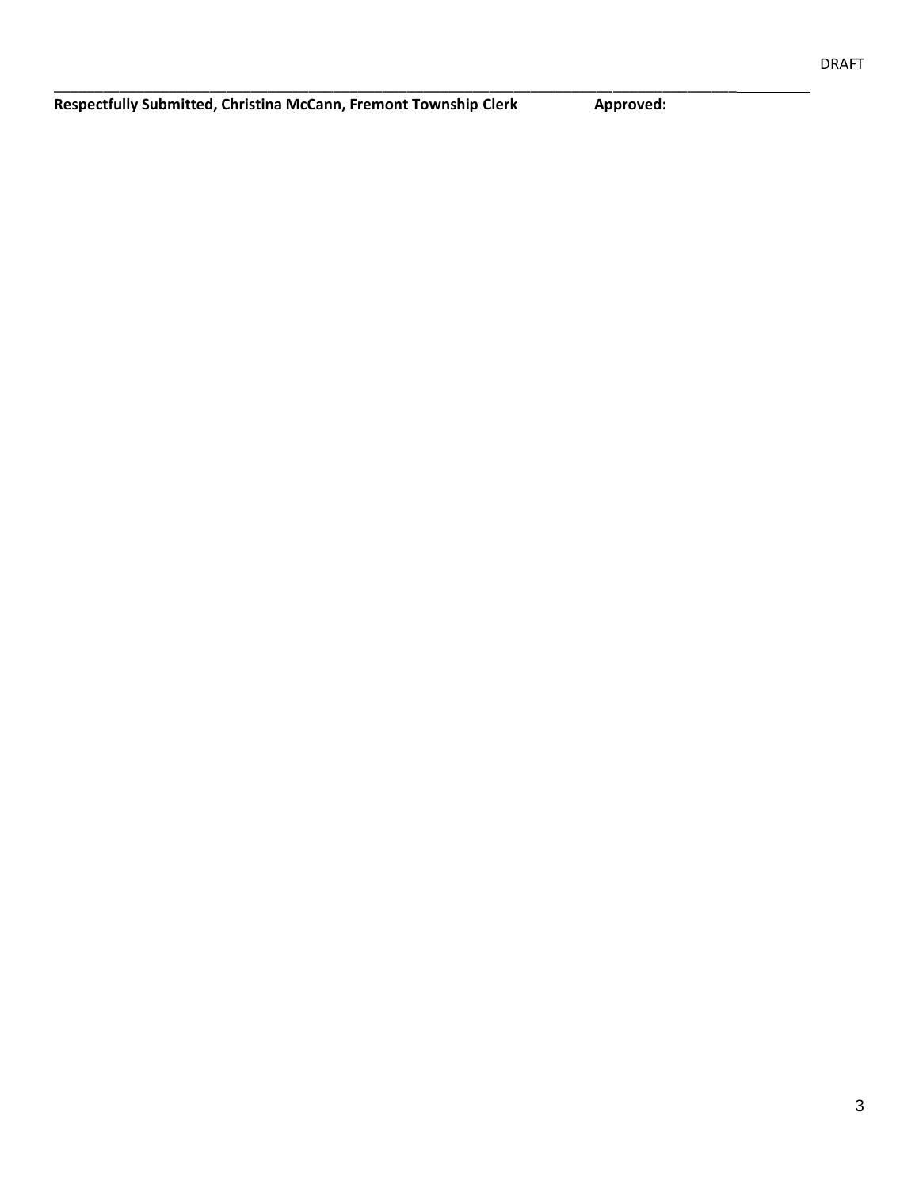DRAFT

___________________________________________________________________________________________

**Respectfully Submitted, Christina McCann, Fremont Township Clerk Approved:**